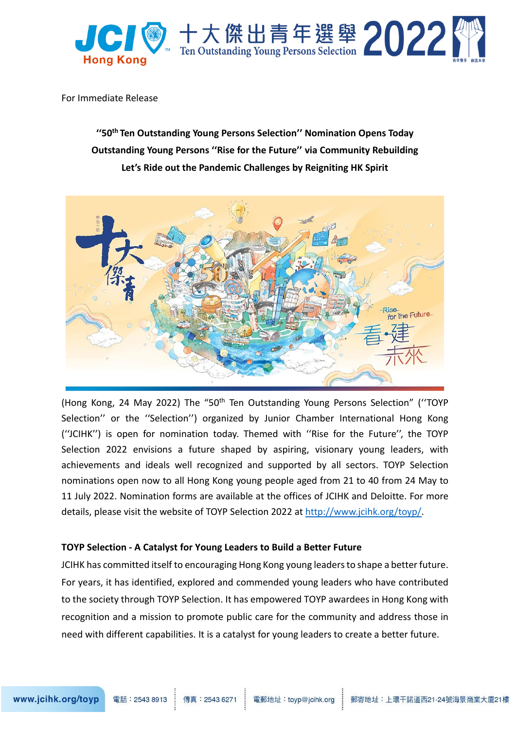For Immediate Release

**''50th Ten Outstanding Young Persons Selection'' Nomination Opens Today**
**Outstanding Young Persons ''Rise for the Future'' via Community Rebuilding**
**Let's Ride out the Pandemic Challenges by Reigniting HK Spirit**

(Hong Kong, 24 May 2022) The "50th Ten Outstanding Young Persons Selection" (''TOYP Selection'' or the ''Selection'') organized by Junior Chamber International Hong Kong (''JCIHK'') is open for nomination today. Themed with ''Rise for the Future'', the TOYP Selection 2022 envisions a future shaped by aspiring, visionary young leaders, with achievements and ideals well recognized and supported by all sectors. TOYP Selection nominations open now to all Hong Kong young people aged from 21 to 40 from 24 May to 11 July 2022. Nomination forms are available at the offices of JCIHK and Deloitte. For more details, please visit the website of TOYP Selection 2022 at http://www.jcihk.org/toyp/.

**TOYP Selection - A Catalyst for Young Leaders to Build a Better Future**

JCIHK has committed itself to encouraging Hong Kong young leaders to shape a better future. For years, it has identified, explored and commended young leaders who have contributed to the society through TOYP Selection. It has empowered TOYP awardees in Hong Kong with recognition and a mission to promote public care for the community and address those in need with different capabilities. It is a catalyst for young leaders to create a better future.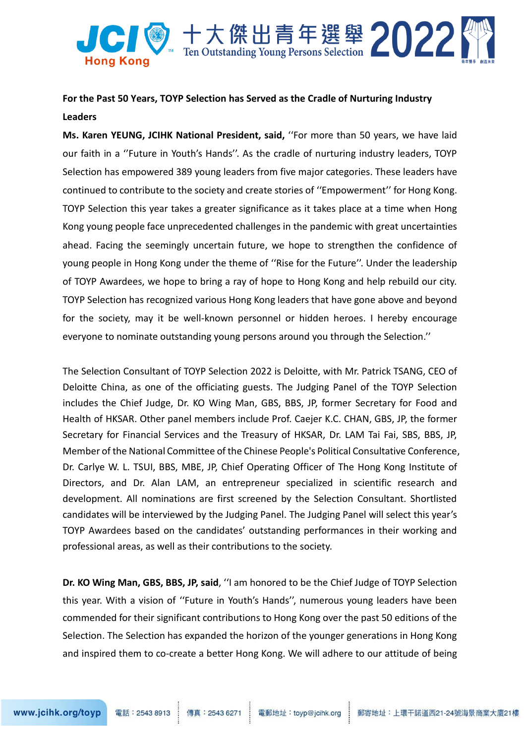**For the Past 50 Years, TOYP Selection has Served as the Cradle of Nurturing Industry Leaders**

**Ms. Karen YEUNG, JCIHK National President, said,** ''For more than 50 years, we have laid our faith in a ''Future in Youth's Hands''. As the cradle of nurturing industry leaders, TOYP Selection has empowered 389 young leaders from five major categories. These leaders have continued to contribute to the society and create stories of ''Empowerment'' for Hong Kong. TOYP Selection this year takes a greater significance as it takes place at a time when Hong Kong young people face unprecedented challenges in the pandemic with great uncertainties ahead. Facing the seemingly uncertain future, we hope to strengthen the confidence of young people in Hong Kong under the theme of ''Rise for the Future''. Under the leadership of TOYP Awardees, we hope to bring a ray of hope to Hong Kong and help rebuild our city. TOYP Selection has recognized various Hong Kong leaders that have gone above and beyond for the society, may it be well-known personnel or hidden heroes. I hereby encourage everyone to nominate outstanding young persons around you through the Selection.''

The Selection Consultant of TOYP Selection 2022 is Deloitte, with Mr. Patrick TSANG, CEO of Deloitte China, as one of the officiating guests. The Judging Panel of the TOYP Selection includes the Chief Judge, Dr. KO Wing Man, GBS, BBS, JP, former Secretary for Food and Health of HKSAR. Other panel members include Prof. Caejer K.C. CHAN, GBS, JP, the former Secretary for Financial Services and the Treasury of HKSAR, Dr. LAM Tai Fai, SBS, BBS, JP, Member of the National Committee of the Chinese People's Political Consultative Conference, Dr. Carlye W. L. TSUI, BBS, MBE, JP, Chief Operating Officer of The Hong Kong Institute of Directors, and Dr. Alan LAM, an entrepreneur specialized in scientific research and development. All nominations are first screened by the Selection Consultant. Shortlisted candidates will be interviewed by the Judging Panel. The Judging Panel will select this year's TOYP Awardees based on the candidates' outstanding performances in their working and professional areas, as well as their contributions to the society.

**Dr. KO Wing Man, GBS, BBS, JP, said**, ''I am honored to be the Chief Judge of TOYP Selection this year. With a vision of ''Future in Youth's Hands'', numerous young leaders have been commended for their significant contributions to Hong Kong over the past 50 editions of the Selection. The Selection has expanded the horizon of the younger generations in Hong Kong and inspired them to co-create a better Hong Kong. We will adhere to our attitude of being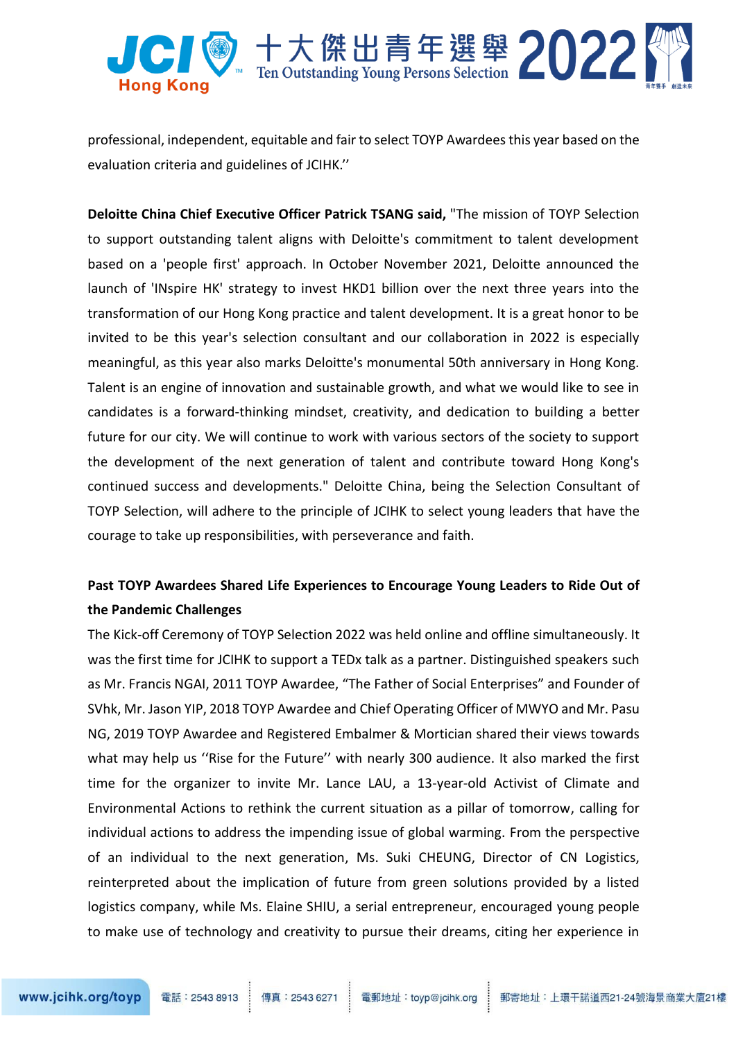professional, independent, equitable and fair to select TOYP Awardees this year based on the evaluation criteria and guidelines of JCIHK.’’

**Deloitte China Chief Executive Officer Patrick TSANG said,** "The mission of TOYP Selection to support outstanding talent aligns with Deloitte's commitment to talent development based on a 'people first' approach. In October November 2021, Deloitte announced the launch of 'INspire HK' strategy to invest HKD1 billion over the next three years into the transformation of our Hong Kong practice and talent development. It is a great honor to be invited to be this year's selection consultant and our collaboration in 2022 is especially meaningful, as this year also marks Deloitte's monumental 50th anniversary in Hong Kong. Talent is an engine of innovation and sustainable growth, and what we would like to see in candidates is a forward-thinking mindset, creativity, and dedication to building a better future for our city. We will continue to work with various sectors of the society to support the development of the next generation of talent and contribute toward Hong Kong's continued success and developments." Deloitte China, being the Selection Consultant of TOYP Selection, will adhere to the principle of JCIHK to select young leaders that have the courage to take up responsibilities, with perseverance and faith.

**Past TOYP Awardees Shared Life Experiences to Encourage Young Leaders to Ride Out of the Pandemic Challenges**

The Kick-off Ceremony of TOYP Selection 2022 was held online and offline simultaneously. It was the first time for JCIHK to support a TEDx talk as a partner. Distinguished speakers such as Mr. Francis NGAI, 2011 TOYP Awardee, “The Father of Social Enterprises” and Founder of SVhk, Mr. Jason YIP, 2018 TOYP Awardee and Chief Operating Officer of MWYO and Mr. Pasu NG, 2019 TOYP Awardee and Registered Embalmer & Mortician shared their views towards what may help us ‘’Rise for the Future’’ with nearly 300 audience. It also marked the first time for the organizer to invite Mr. Lance LAU, a 13-year-old Activist of Climate and Environmental Actions to rethink the current situation as a pillar of tomorrow, calling for individual actions to address the impending issue of global warming. From the perspective of an individual to the next generation, Ms. Suki CHEUNG, Director of CN Logistics, reinterpreted about the implication of future from green solutions provided by a listed logistics company, while Ms. Elaine SHIU, a serial entrepreneur, encouraged young people to make use of technology and creativity to pursue their dreams, citing her experience in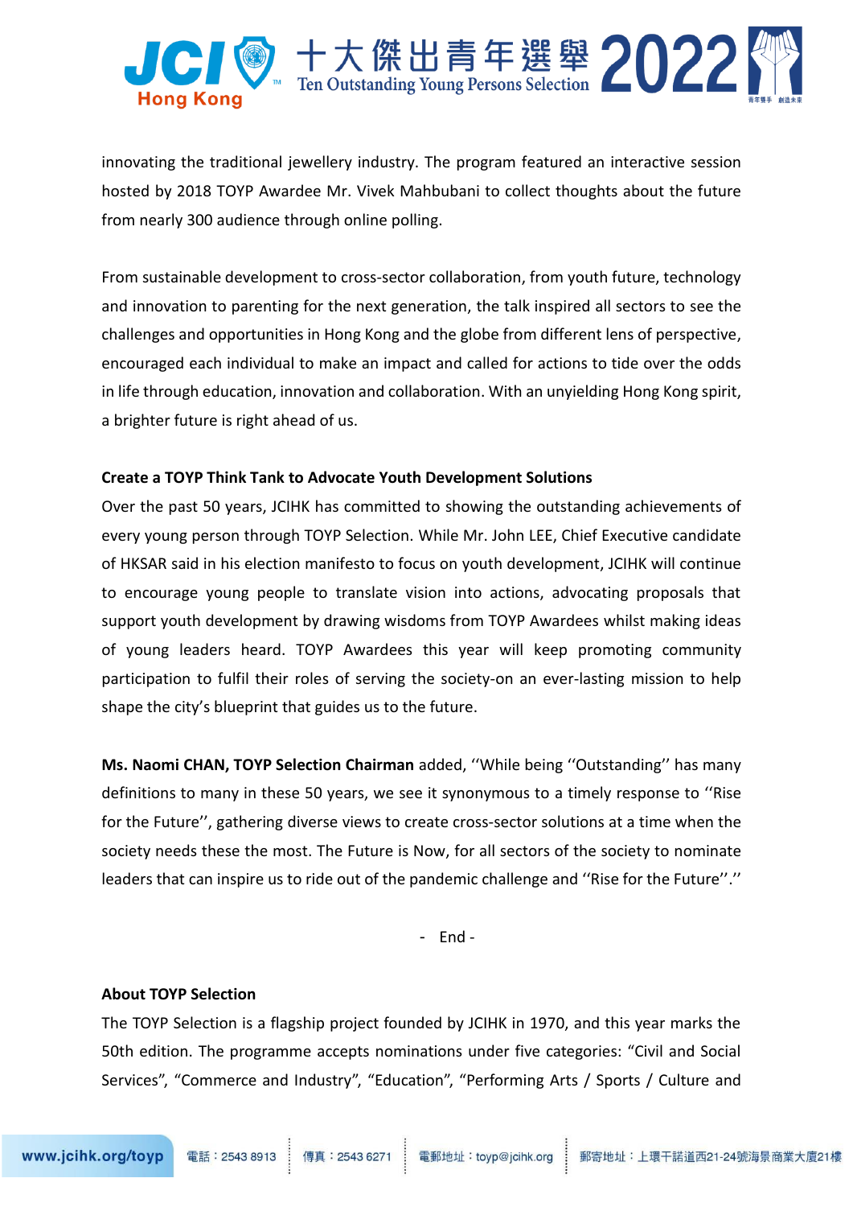innovating the traditional jewellery industry. The program featured an interactive session hosted by 2018 TOYP Awardee Mr. Vivek Mahbubani to collect thoughts about the future from nearly 300 audience through online polling.

From sustainable development to cross-sector collaboration, from youth future, technology and innovation to parenting for the next generation, the talk inspired all sectors to see the challenges and opportunities in Hong Kong and the globe from different lens of perspective, encouraged each individual to make an impact and called for actions to tide over the odds in life through education, innovation and collaboration. With an unyielding Hong Kong spirit, a brighter future is right ahead of us.

**Create a TOYP Think Tank to Advocate Youth Development Solutions**

Over the past 50 years, JCIHK has committed to showing the outstanding achievements of every young person through TOYP Selection. While Mr. John LEE, Chief Executive candidate of HKSAR said in his election manifesto to focus on youth development, JCIHK will continue to encourage young people to translate vision into actions, advocating proposals that support youth development by drawing wisdoms from TOYP Awardees whilst making ideas of young leaders heard. TOYP Awardees this year will keep promoting community participation to fulfil their roles of serving the society-on an ever-lasting mission to help shape the city's blueprint that guides us to the future.

**Ms. Naomi CHAN, TOYP Selection Chairman** added, ''While being ''Outstanding'' has many definitions to many in these 50 years, we see it synonymous to a timely response to ''Rise for the Future'', gathering diverse views to create cross-sector solutions at a time when the society needs these the most. The Future is Now, for all sectors of the society to nominate leaders that can inspire us to ride out of the pandemic challenge and ''Rise for the Future''.''

\- End -

**About TOYP Selection**

The TOYP Selection is a flagship project founded by JCIHK in 1970, and this year marks the 50th edition. The programme accepts nominations under five categories: "Civil and Social Services", "Commerce and Industry", "Education", "Performing Arts / Sports / Culture and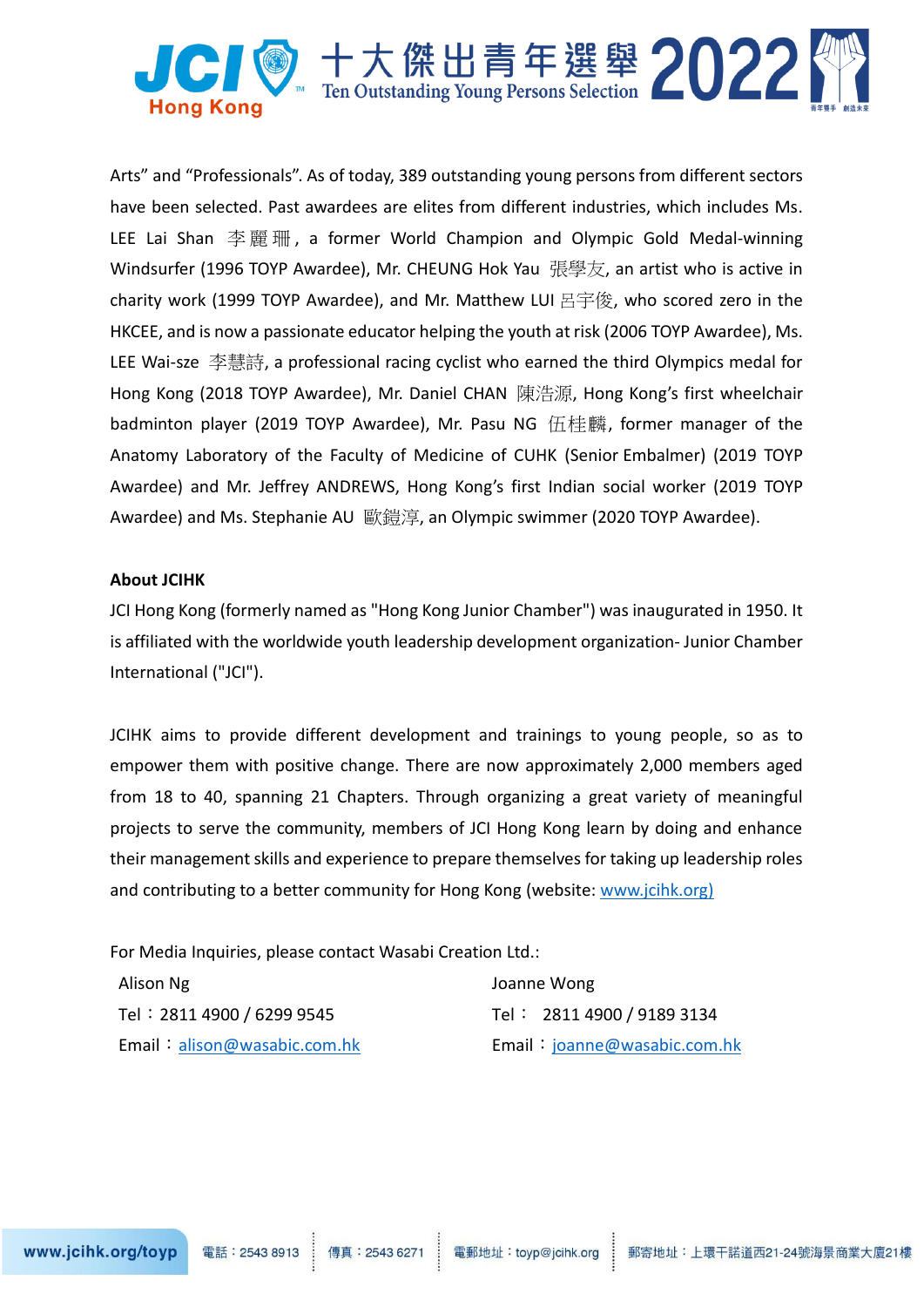Arts" and "Professionals". As of today, 389 outstanding young persons from different sectors have been selected. Past awardees are elites from different industries, which includes Ms. LEE Lai Shan 李麗珊, a former World Champion and Olympic Gold Medal-winning Windsurfer (1996 TOYP Awardee), Mr. CHEUNG Hok Yau 張學友, an artist who is active in charity work (1999 TOYP Awardee), and Mr. Matthew LUI 呂宇俊, who scored zero in the HKCEE, and is now a passionate educator helping the youth at risk (2006 TOYP Awardee), Ms. LEE Wai-sze 李慧詩, a professional racing cyclist who earned the third Olympics medal for Hong Kong (2018 TOYP Awardee), Mr. Daniel CHAN 陳浩源, Hong Kong's first wheelchair badminton player (2019 TOYP Awardee), Mr. Pasu NG 伍桂麟, former manager of the Anatomy Laboratory of the Faculty of Medicine of CUHK (Senior Embalmer) (2019 TOYP Awardee) and Mr. Jeffrey ANDREWS, Hong Kong's first Indian social worker (2019 TOYP Awardee) and Ms. Stephanie AU 歐鎧淳, an Olympic swimmer (2020 TOYP Awardee).

**About JCIHK**

JCI Hong Kong (formerly named as "Hong Kong Junior Chamber") was inaugurated in 1950. It is affiliated with the worldwide youth leadership development organization- Junior Chamber International ("JCI").

JCIHK aims to provide different development and trainings to young people, so as to empower them with positive change. There are now approximately 2,000 members aged from 18 to 40, spanning 21 Chapters. Through organizing a great variety of meaningful projects to serve the community, members of JCI Hong Kong learn by doing and enhance their management skills and experience to prepare themselves for taking up leadership roles and contributing to a better community for Hong Kong (website: www.jcihk.org)

For Media Inquiries, please contact Wasabi Creation Ltd.:

Alison Ng
Tel：2811 4900 / 6299 9545
Email：alison@wasabic.com.hk

Joanne Wong
Tel： 2811 4900 / 9189 3134
Email：joanne@wasabic.com.hk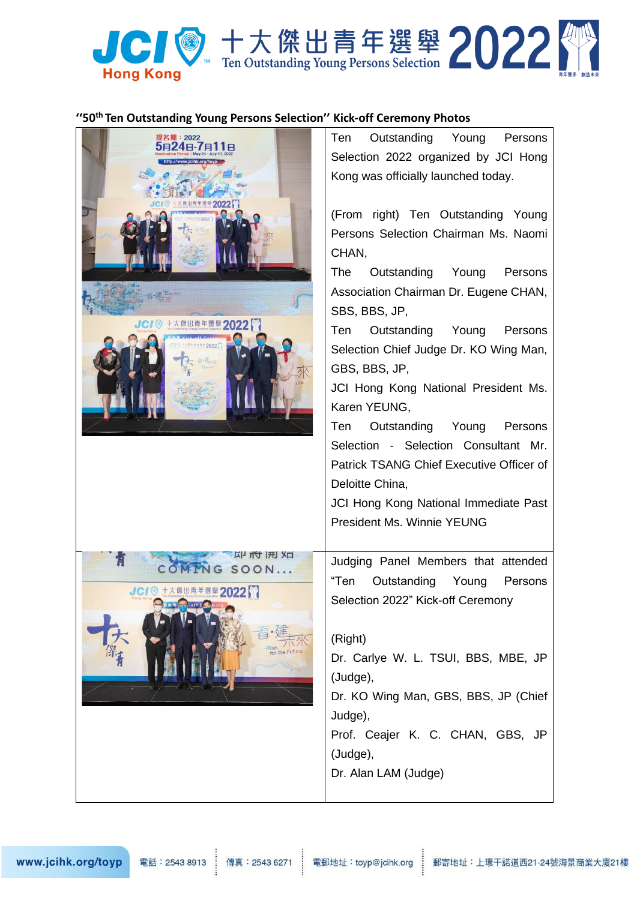**"50th Ten Outstanding Young Persons Selection" Kick-off Ceremony Photos**

| | |
|---|---|
| | Ten Outstanding Young Persons Selection 2022 organized by JCI Hong Kong was officially launched today.<br><br>(From right) Ten Outstanding Young Persons Selection Chairman Ms. Naomi CHAN,<br>The Outstanding Young Persons Association Chairman Dr. Eugene CHAN, SBS, BBS, JP,<br>Ten Outstanding Young Persons Selection Chief Judge Dr. KO Wing Man, GBS, BBS, JP,<br>JCI Hong Kong National President Ms. Karen YEUNG,<br>Ten Outstanding Young Persons Selection - Selection Consultant Mr. Patrick TSANG Chief Executive Officer of Deloitte China,<br>JCI Hong Kong National Immediate Past President Ms. Winnie YEUNG |
| | Judging Panel Members that attended "Ten Outstanding Young Persons Selection 2022" Kick-off Ceremony<br><br>(Right)<br>Dr. Carlye W. L. TSUI, BBS, MBE, JP (Judge),<br>Dr. KO Wing Man, GBS, BBS, JP (Chief Judge),<br>Prof. Ceajer K. C. CHAN, GBS, JP (Judge),<br>Dr. Alan LAM (Judge) |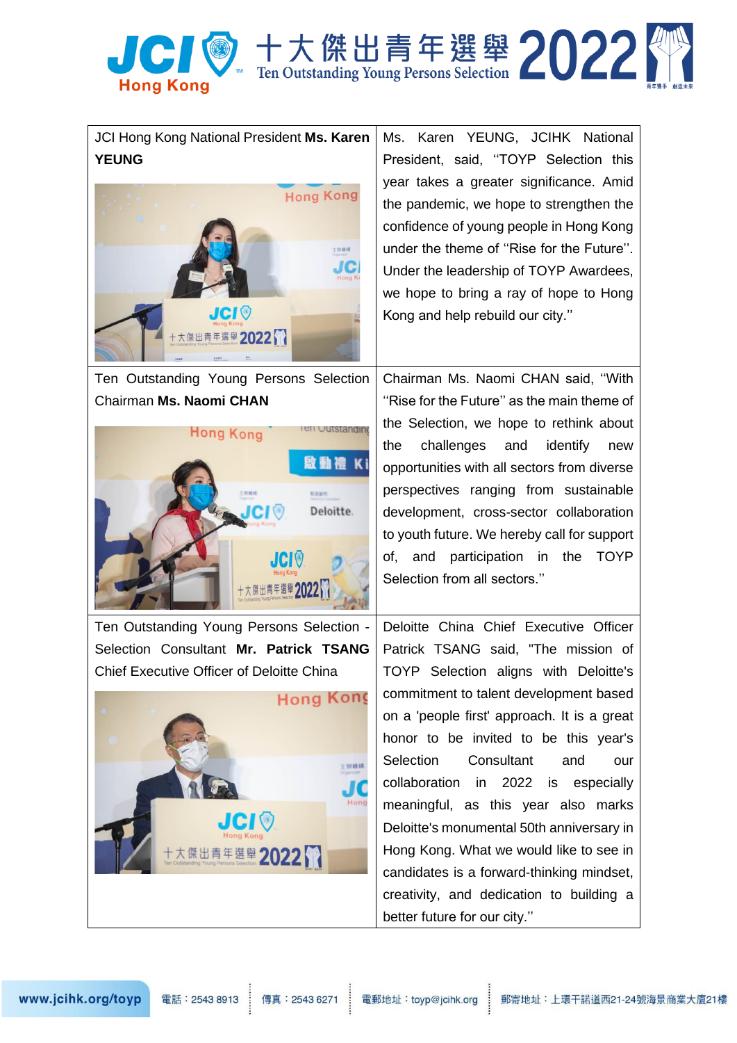| | |
|---|---|
| JCI Hong Kong National President **Ms. Karen YEUNG** | Ms. Karen YEUNG, JCIHK National President, said, ''TOYP Selection this year takes a greater significance. Amid the pandemic, we hope to strengthen the confidence of young people in Hong Kong under the theme of ''Rise for the Future''. Under the leadership of TOYP Awardees, we hope to bring a ray of hope to Hong Kong and help rebuild our city.'' |
| Ten Outstanding Young Persons Selection Chairman **Ms. Naomi CHAN** | Chairman Ms. Naomi CHAN said, ''With ''Rise for the Future'' as the main theme of the Selection, we hope to rethink about the challenges and identify new opportunities with all sectors from diverse perspectives ranging from sustainable development, cross-sector collaboration to youth future. We hereby call for support of, and participation in the TOYP Selection from all sectors.'' |
| Ten Outstanding Young Persons Selection - Selection Consultant **Mr. Patrick TSANG** Chief Executive Officer of Deloitte China | Deloitte China Chief Executive Officer Patrick TSANG said, "The mission of TOYP Selection aligns with Deloitte's commitment to talent development based on a 'people first' approach. It is a great honor to be invited to be this year's Selection Consultant and our collaboration in 2022 is especially meaningful, as this year also marks Deloitte's monumental 50th anniversary in Hong Kong. What we would like to see in candidates is a forward-thinking mindset, creativity, and dedication to building a better future for our city.'' |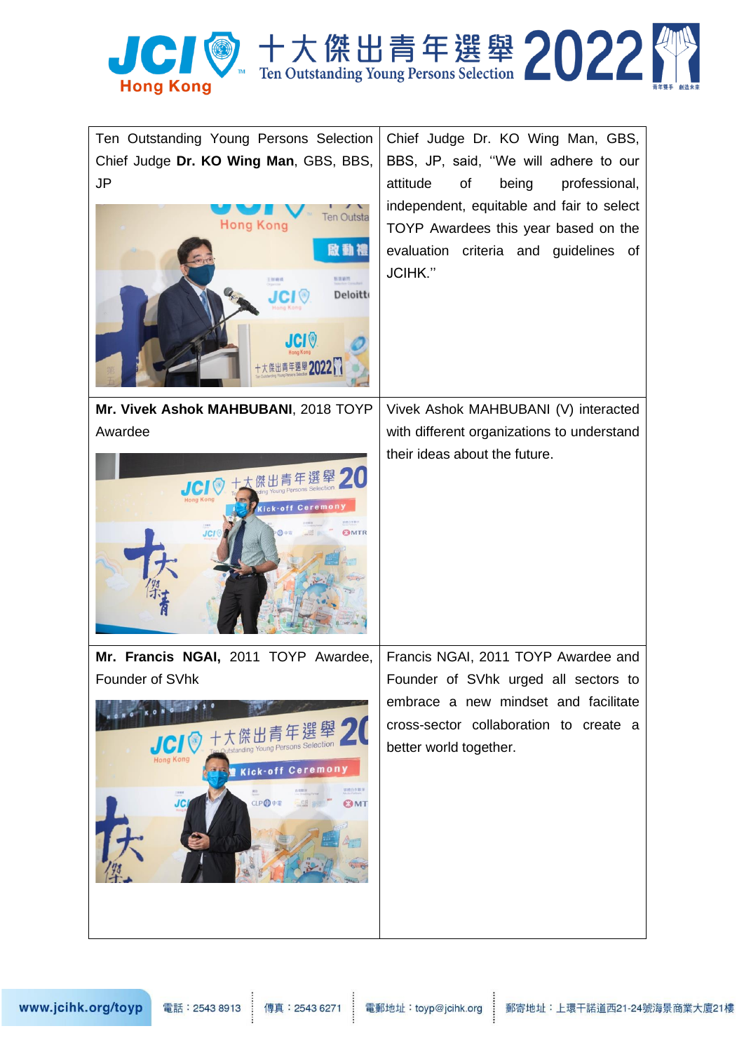| | |
|---|---|
| Ten Outstanding Young Persons Selection Chief Judge **Dr. KO Wing Man**, GBS, BBS, JP | Chief Judge Dr. KO Wing Man, GBS, BBS, JP, said, "We will adhere to our attitude of being professional, independent, equitable and fair to select TOYP Awardees this year based on the evaluation criteria and guidelines of JCIHK." |
| **Mr. Vivek Ashok MAHBUBANI**, 2018 TOYP Awardee | Vivek Ashok MAHBUBANI (V) interacted with different organizations to understand their ideas about the future. |
| **Mr. Francis NGAI,** 2011 TOYP Awardee, Founder of SVhk | Francis NGAI, 2011 TOYP Awardee and Founder of SVhk urged all sectors to embrace a new mindset and facilitate cross-sector collaboration to create a better world together. |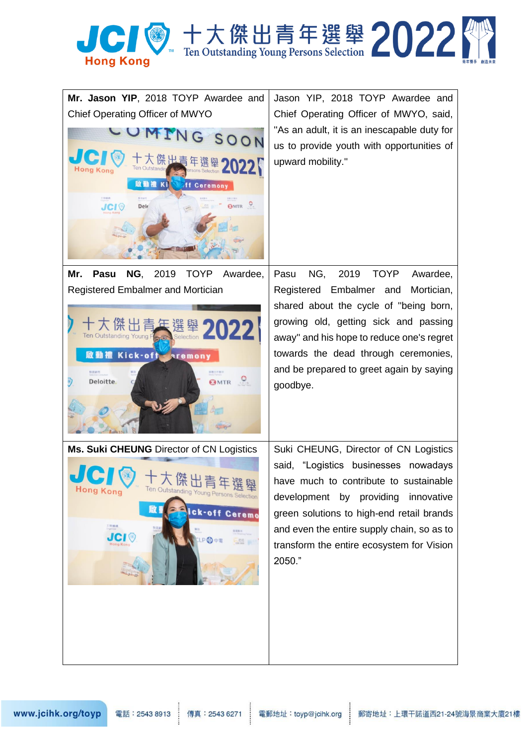| **Mr. Jason YIP**, 2018 TOYP Awardee and Chief Operating Officer of MWYO | Jason YIP, 2018 TOYP Awardee and Chief Operating Officer of MWYO, said, "As an adult, it is an inescapable duty for us to provide youth with opportunities of upward mobility." |
|---|---|
| **Mr. Pasu NG**, 2019 TOYP Awardee, Registered Embalmer and Mortician | Pasu NG, 2019 TOYP Awardee, Registered Embalmer and Mortician, shared about the cycle of "being born, growing old, getting sick and passing away" and his hope to reduce one's regret towards the dead through ceremonies, and be prepared to greet again by saying goodbye. |
| **Ms. Suki CHEUNG** Director of CN Logistics | Suki CHEUNG, Director of CN Logistics said, "Logistics businesses nowadays have much to contribute to sustainable development by providing innovative green solutions to high-end retail brands and even the entire supply chain, so as to transform the entire ecosystem for Vision 2050." |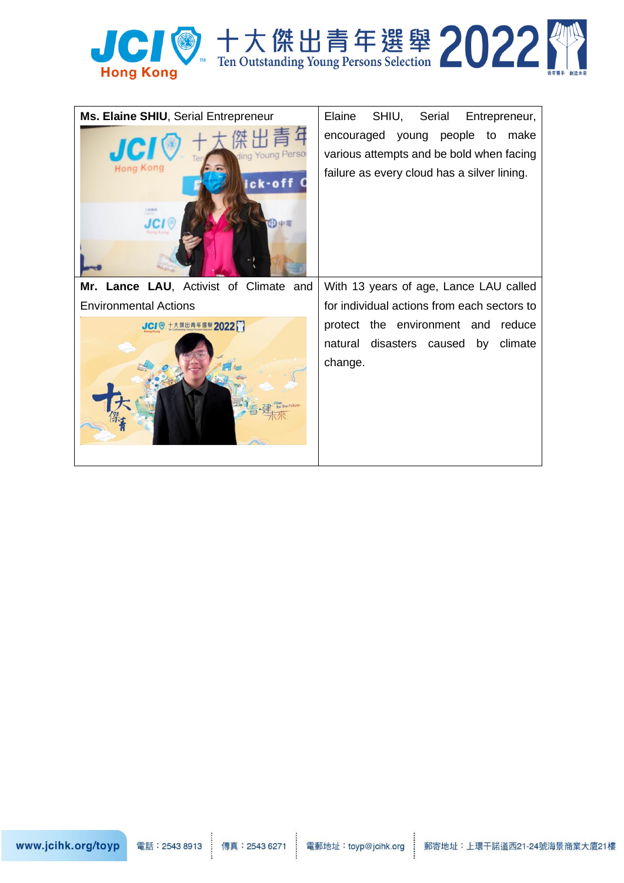| | |
|---|---|
| **Ms. Elaine SHIU**, Serial Entrepreneur | Elaine SHIU, Serial Entrepreneur, encouraged young people to make various attempts and be bold when facing failure as every cloud has a silver lining. |
| **Mr. Lance LAU**, Activist of Climate and Environmental Actions | With 13 years of age, Lance LAU called for individual actions from each sectors to protect the environment and reduce natural disasters caused by climate change. |